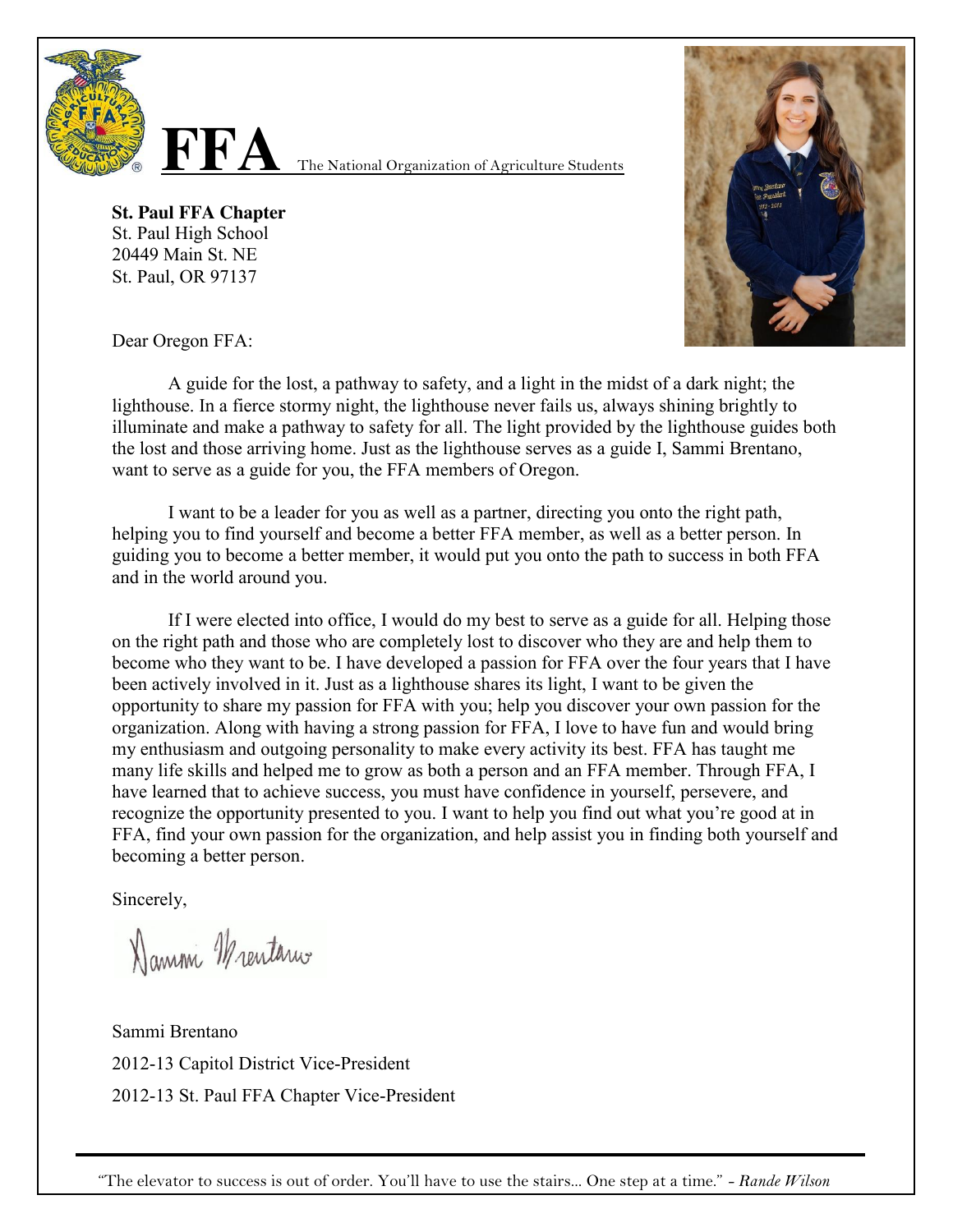# FFA The National Organization of Agriculture Students

**St. Paul FFA Chapter**
St. Paul High School
20449 Main St. NE
St. Paul, OR 97137

Dear Oregon FFA:

A guide for the lost, a pathway to safety, and a light in the midst of a dark night; the lighthouse. In a fierce stormy night, the lighthouse never fails us, always shining brightly to illuminate and make a pathway to safety for all. The light provided by the lighthouse guides both the lost and those arriving home. Just as the lighthouse serves as a guide I, Sammi Brentano, want to serve as a guide for you, the FFA members of Oregon.

I want to be a leader for you as well as a partner, directing you onto the right path, helping you to find yourself and become a better FFA member, as well as a better person. In guiding you to become a better member, it would put you onto the path to success in both FFA and in the world around you.

If I were elected into office, I would do my best to serve as a guide for all. Helping those on the right path and those who are completely lost to discover who they are and help them to become who they want to be. I have developed a passion for FFA over the four years that I have been actively involved in it. Just as a lighthouse shares its light, I want to be given the opportunity to share my passion for FFA with you; help you discover your own passion for the organization. Along with having a strong passion for FFA, I love to have fun and would bring my enthusiasm and outgoing personality to make every activity its best. FFA has taught me many life skills and helped me to grow as both a person and an FFA member. Through FFA, I have learned that to achieve success, you must have confidence in yourself, persevere, and recognize the opportunity presented to you. I want to help you find out what you're good at in FFA, find your own passion for the organization, and help assist you in finding both yourself and becoming a better person.

Sincerely,

Sammi Brentano

Sammi Brentano
2012-13 Capitol District Vice-President
2012-13 St. Paul FFA Chapter Vice-President

---

"The elevator to success is out of order. You'll have to use the stairs... One step at a time." - *Rande Wilson*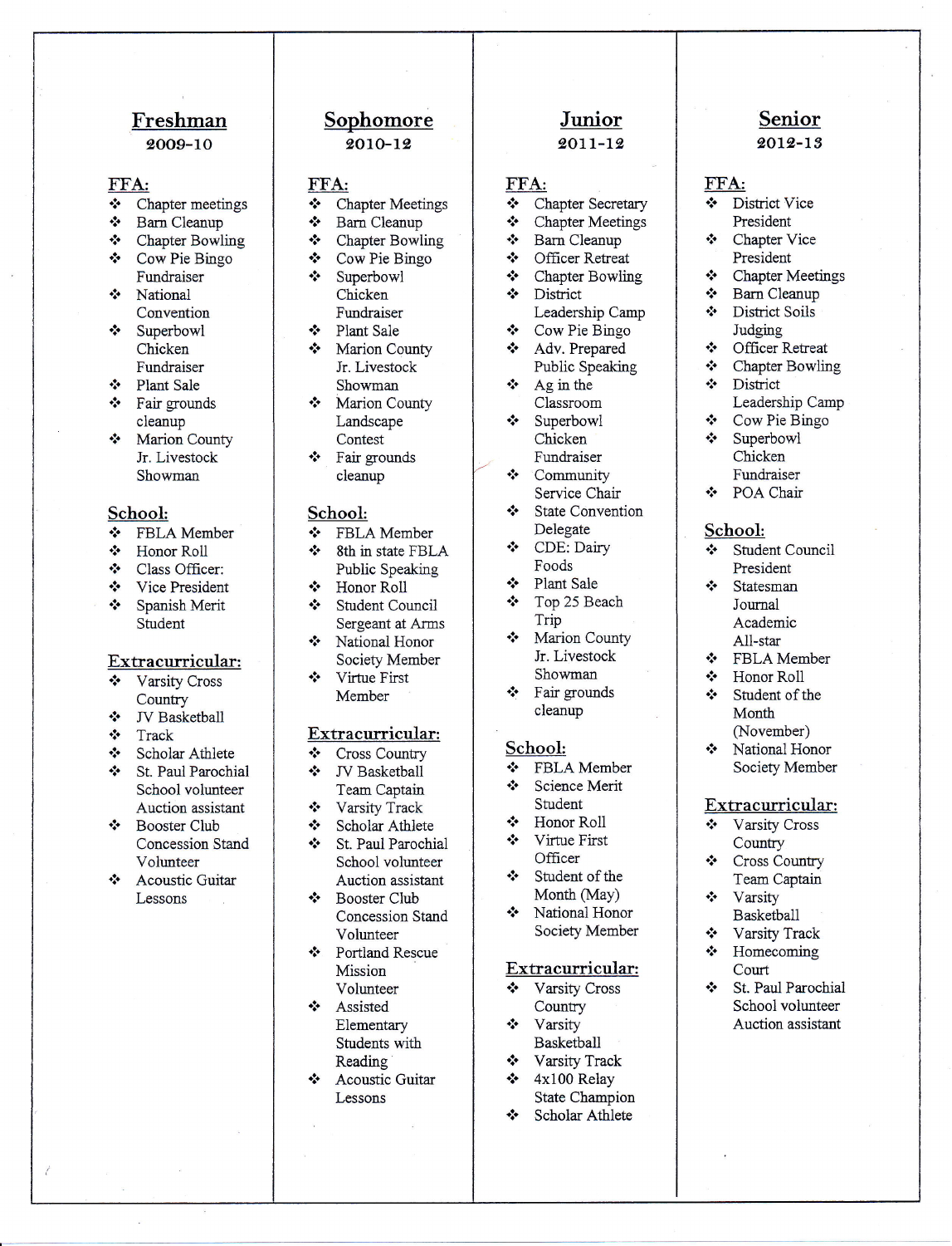## Freshman

**2009-10**

### FFA:

- Chapter meetings
- Barn Cleanup
- Chapter Bowling
- Cow Pie Bingo Fundraiser
- National Convention
- Superbowl Chicken Fundraiser
- Plant Sale
- Fair grounds cleanup
- Marion County Jr. Livestock Showman

### School:

- FBLA Member
- Honor Roll
- Class Officer:
- Vice President
- Spanish Merit Student

### Extracurricular:

- Varsity Cross Country
- JV Basketball
- Track
- Scholar Athlete
- St. Paul Parochial School volunteer Auction assistant
- Booster Club Concession Stand Volunteer
- Acoustic Guitar Lessons

## Sophomore

**2010-12**

### FFA:

- Chapter Meetings
- Barn Cleanup
- Chapter Bowling
- Cow Pie Bingo
- Superbowl Chicken Fundraiser
- Plant Sale
- Marion County Jr. Livestock Showman
- Marion County Landscape Contest
- Fair grounds cleanup

### School:

- FBLA Member
- 8th in state FBLA Public Speaking
- Honor Roll
- Student Council Sergeant at Arms
- National Honor Society Member
- Virtue First Member

### Extracurricular:

- Cross Country
- JV Basketball Team Captain
- Varsity Track
- Scholar Athlete
- St. Paul Parochial School volunteer Auction assistant
- Booster Club Concession Stand Volunteer
- Portland Rescue Mission Volunteer
- Assisted Elementary Students with Reading
- Acoustic Guitar Lessons

## Junior

**2011-12**

### FFA:

- Chapter Secretary
- Chapter Meetings
- Barn Cleanup
- Officer Retreat
- Chapter Bowling
- District Leadership Camp
- Cow Pie Bingo
- Adv. Prepared Public Speaking
- Ag in the Classroom
- Superbowl Chicken Fundraiser
- Community Service Chair
- State Convention Delegate
- CDE: Dairy Foods
- Plant Sale
- Top 25 Beach Trip
- Marion County Jr. Livestock Showman
- Fair grounds cleanup

### School:

- FBLA Member
- Science Merit Student
- Honor Roll
- Virtue First Officer
- Student of the Month (May)
- National Honor Society Member

### Extracurricular:

- Varsity Cross Country
- Varsity Basketball
- Varsity Track
- 4x100 Relay State Champion
- Scholar Athlete

## Senior

**2012-13**

### FFA:

- District Vice President
- Chapter Vice President
- Chapter Meetings
- Barn Cleanup
- District Soils Judging
- Officer Retreat
- Chapter Bowling
- District Leadership Camp
- Cow Pie Bingo
- Superbowl Chicken Fundraiser
- POA Chair

### School:

- Student Council President
- Statesman Journal Academic All-star
- FBLA Member
- Honor Roll
- Student of the Month (November)
- National Honor Society Member

### Extracurricular:

- Varsity Cross Country
- Cross Country Team Captain
- Varsity Basketball
- Varsity Track
- Homecoming Court
- St. Paul Parochial School volunteer Auction assistant